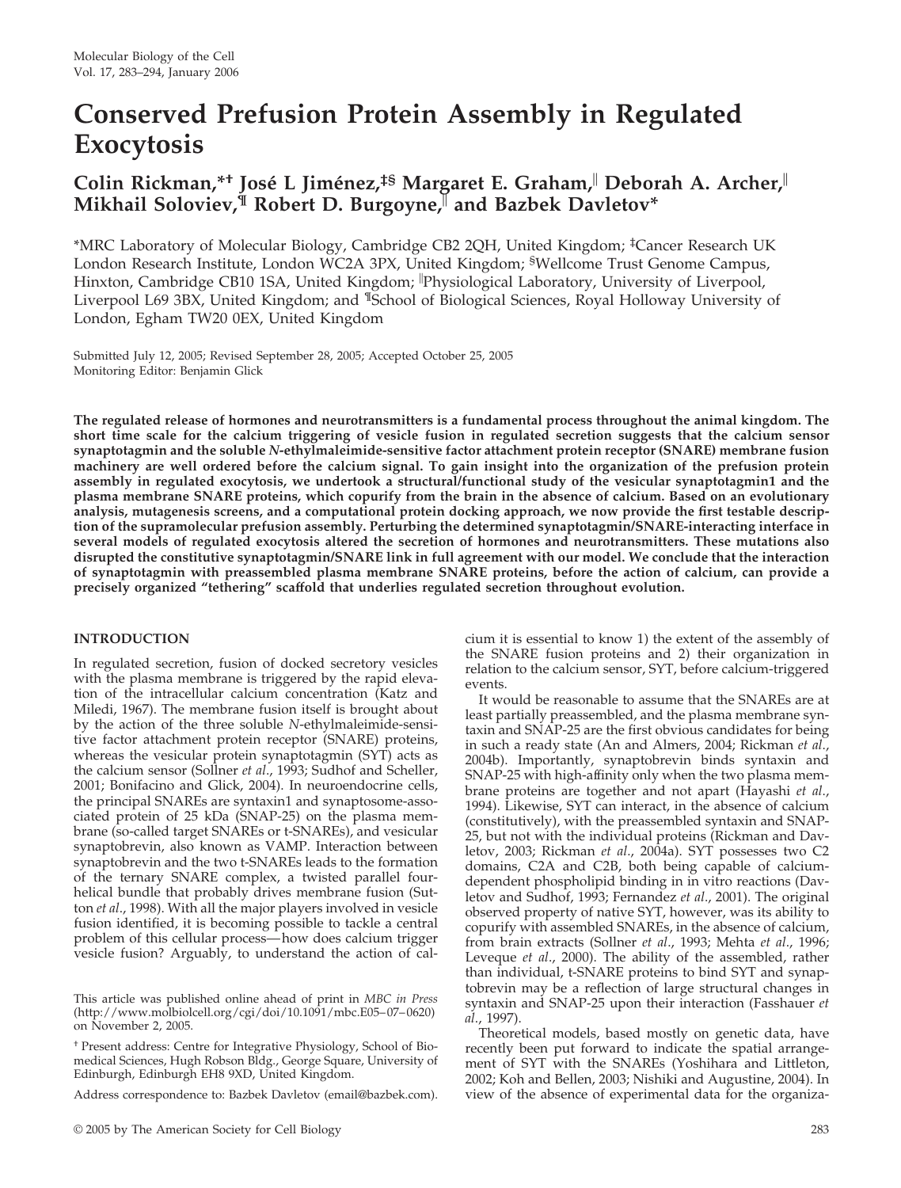# Conserved Prefusion Protein Assembly in Regulated Exocytosis

**Colin Rickman,*† José L Jiménez,‡§ Margaret E. Graham,‖ Deborah A. Archer,‖ Mikhail Soloviev,¶ Robert D. Burgoyne,‖ and Bazbek Davletov***

*MRC Laboratory of Molecular Biology, Cambridge CB2 2QH, United Kingdom; ‡Cancer Research UK London Research Institute, London WC2A 3PX, United Kingdom; §Wellcome Trust Genome Campus, Hinxton, Cambridge CB10 1SA, United Kingdom; ‖Physiological Laboratory, University of Liverpool, Liverpool L69 3BX, United Kingdom; and ¶School of Biological Sciences, Royal Holloway University of London, Egham TW20 0EX, United Kingdom

Submitted July 12, 2005; Revised September 28, 2005; Accepted October 25, 2005
Monitoring Editor: Benjamin Glick

**The regulated release of hormones and neurotransmitters is a fundamental process throughout the animal kingdom. The short time scale for the calcium triggering of vesicle fusion in regulated secretion suggests that the calcium sensor synaptotagmin and the soluble *N*-ethylmaleimide-sensitive factor attachment protein receptor (SNARE) membrane fusion machinery are well ordered before the calcium signal. To gain insight into the organization of the prefusion protein assembly in regulated exocytosis, we undertook a structural/functional study of the vesicular synaptotagmin1 and the plasma membrane SNARE proteins, which copurify from the brain in the absence of calcium. Based on an evolutionary analysis, mutagenesis screens, and a computational protein docking approach, we now provide the first testable description of the supramolecular prefusion assembly. Perturbing the determined synaptotagmin/SNARE-interacting interface in several models of regulated exocytosis altered the secretion of hormones and neurotransmitters. These mutations also disrupted the constitutive synaptotagmin/SNARE link in full agreement with our model. We conclude that the interaction of synaptotagmin with preassembled plasma membrane SNARE proteins, before the action of calcium, can provide a precisely organized "tethering" scaffold that underlies regulated secretion throughout evolution.**

## INTRODUCTION

In regulated secretion, fusion of docked secretory vesicles with the plasma membrane is triggered by the rapid elevation of the intracellular calcium concentration (Katz and Miledi, 1967). The membrane fusion itself is brought about by the action of the three soluble *N*-ethylmaleimide-sensitive factor attachment protein receptor (SNARE) proteins, whereas the vesicular protein synaptotagmin (SYT) acts as the calcium sensor (Sollner *et al*., 1993; Sudhof and Scheller, 2001; Bonifacino and Glick, 2004). In neuroendocrine cells, the principal SNAREs are syntaxin1 and synaptosome-associated protein of 25 kDa (SNAP-25) on the plasma membrane (so-called target SNAREs or t-SNAREs), and vesicular synaptobrevin, also known as VAMP. Interaction between synaptobrevin and the two t-SNAREs leads to the formation of the ternary SNARE complex, a twisted parallel four-helical bundle that probably drives membrane fusion (Sutton *et al*., 1998). With all the major players involved in vesicle fusion identified, it is becoming possible to tackle a central problem of this cellular process—how does calcium trigger vesicle fusion? Arguably, to understand the action of calcium it is essential to know 1) the extent of the assembly of the SNARE fusion proteins and 2) their organization in relation to the calcium sensor, SYT, before calcium-triggered events.

It would be reasonable to assume that the SNAREs are at least partially preassembled, and the plasma membrane syntaxin and SNAP-25 are the first obvious candidates for being in such a ready state (An and Almers, 2004; Rickman *et al*., 2004b). Importantly, synaptobrevin binds syntaxin and SNAP-25 with high-affinity only when the two plasma membrane proteins are together and not apart (Hayashi *et al*., 1994). Likewise, SYT can interact, in the absence of calcium (constitutively), with the preassembled syntaxin and SNAP-25, but not with the individual proteins (Rickman and Davletov, 2003; Rickman *et al*., 2004a). SYT possesses two C2 domains, C2A and C2B, both being capable of calcium-dependent phospholipid binding in in vitro reactions (Davletov and Sudhof, 1993; Fernandez *et al*., 2001). The original observed property of native SYT, however, was its ability to copurify with assembled SNAREs, in the absence of calcium, from brain extracts (Sollner *et al*., 1993; Mehta *et al*., 1996; Leveque *et al*., 2000). The ability of the assembled, rather than individual, t-SNARE proteins to bind SYT and synaptobrevin may be a reflection of large structural changes in syntaxin and SNAP-25 upon their interaction (Fasshauer *et al*., 1997).

Theoretical models, based mostly on genetic data, have recently been put forward to indicate the spatial arrangement of SYT with the SNAREs (Yoshihara and Littleton, 2002; Koh and Bellen, 2003; Nishiki and Augustine, 2004). In view of the absence of experimental data for the organiza-

This article was published online ahead of print in *MBC in Press* (http://www.molbiolcell.org/cgi/doi/10.1091/mbc.E05–07–0620) on November 2, 2005.

† Present address: Centre for Integrative Physiology, School of Biomedical Sciences, Hugh Robson Bldg., George Square, University of Edinburgh, Edinburgh EH8 9XD, United Kingdom.

Address correspondence to: Bazbek Davletov (email@bazbek.com).

© 2005 by The American Society for Cell Biology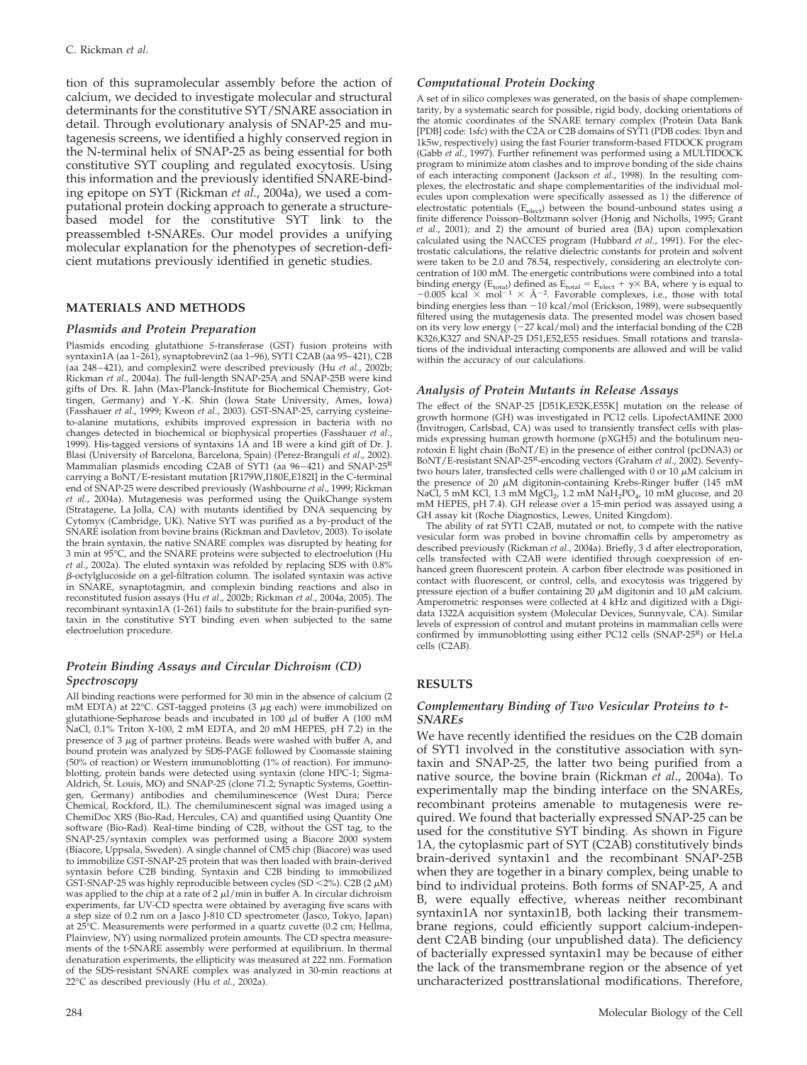tion of this supramolecular assembly before the action of calcium, we decided to investigate molecular and structural determinants for the constitutive SYT/SNARE association in detail. Through evolutionary analysis of SNAP-25 and mutagenesis screens, we identified a highly conserved region in the N-terminal helix of SNAP-25 as being essential for both constitutive SYT coupling and regulated exocytosis. Using this information and the previously identified SNARE-binding epitope on SYT (Rickman *et al.*, 2004a), we used a computational protein docking approach to generate a structure-based model for the constitutive SYT link to the preassembled t-SNAREs. Our model provides a unifying molecular explanation for the phenotypes of secretion-deficient mutations previously identified in genetic studies.

## MATERIALS AND METHODS

### *Plasmids and Protein Preparation*

Plasmids encoding glutathione *S*-transferase (GST) fusion proteins with syntaxin1A (aa 1–261), synaptobrevin2 (aa 1–96), SYT1 C2AB (aa 95–421), C2B (aa 248–421), and complexin2 were described previously (Hu *et al.*, 2002b; Rickman *et al.*, 2004a). The full-length SNAP-25A and SNAP-25B were kind gifts of Drs. R. Jahn (Max-Planck-Institute for Biochemical Chemistry, Gottingen, Germany) and Y.-K. Shin (Iowa State University, Ames, Iowa) (Fasshauer *et al.*, 1999; Kweon *et al.*, 2003). GST-SNAP-25, carrying cysteine-to-alanine mutations, exhibits improved expression in bacteria with no changes detected in biochemical or biophysical properties (Fasshauer *et al.*, 1999). His-tagged versions of syntaxins 1A and 1B were a kind gift of Dr. J. Blasi (University of Barcelona, Barcelona, Spain) (Perez-Branguli *et al.*, 2002). Mammalian plasmids encoding C2AB of SYT1 (aa 96–421) and SNAP-25[R] carrying a BoNT/E-resistant mutation [R179W,I180E,E182I] in the C-terminal end of SNAP-25 were described previously (Washbourne *et al.*, 1999; Rickman *et al.*, 2004a). Mutagenesis was performed using the QuikChange system (Stratagene, La Jolla, CA) with mutants identified by DNA sequencing by Cytomyx (Cambridge, UK). Native SYT was purified as a by-product of the SNARE isolation from bovine brains (Rickman and Davletov, 2003). To isolate the brain syntaxin, the native SNARE complex was disrupted by heating for 3 min at 95°C, and the SNARE proteins were subjected to electroelution (Hu *et al.*, 2002a). The eluted syntaxin was refolded by replacing SDS with 0.8% $\beta$-octylglucoside on a gel-filtration column. The isolated syntaxin was active in SNARE, synaptotagmin, and complexin binding reactions and also in reconstituted fusion assays (Hu *et al.*, 2002b; Rickman *et al.*, 2004a, 2005). The recombinant syntaxin1A (1-261) fails to substitute for the brain-purified syntaxin in the constitutive SYT binding even when subjected to the same electroelution procedure.

### *Protein Binding Assays and Circular Dichroism (CD) Spectroscopy*

All binding reactions were performed for 30 min in the absence of calcium (2 mM EDTA) at 22°C. GST-tagged proteins (3 $\mu$g each) were immobilized on glutathione-Sepharose beads and incubated in 100 $\mu$l of buffer A (100 mM NaCl, 0.1% Triton X-100, 2 mM EDTA, and 20 mM HEPES, pH 7.2) in the presence of 3 $\mu$g of partner proteins. Beads were washed with buffer A, and bound protein was analyzed by SDS-PAGE followed by Coomassie staining (50% of reaction) or Western immunoblotting (1% of reaction). For immunoblotting, protein bands were detected using syntaxin (clone HPC-1; Sigma-Aldrich, St. Louis, MO) and SNAP-25 (clone 71.2; Synaptic Systems, Goettingen, Germany) antibodies and chemiluminescence (West Dura; Pierce Chemical, Rockford, IL). The chemiluminescent signal was imaged using a ChemiDoc XRS (Bio-Rad, Hercules, CA) and quantified using Quantity One software (Bio-Rad). Real-time binding of C2B, without the GST tag, to the SNAP-25/syntaxin complex was performed using a Biacore 2000 system (Biacore, Uppsala, Sweden). A single channel of CM5 chip (Biacore) was used to immobilize GST-SNAP-25 protein that was then loaded with brain-derived syntaxin before C2B binding. Syntaxin and C2B binding to immobilized GST-SNAP-25 was highly reproducible between cycles (SD <2%). C2B (2 $\mu$M) was applied to the chip at a rate of 2 $\mu$l/min in buffer A. In circular dichroism experiments, far UV-CD spectra were obtained by averaging five scans with a step size of 0.2 nm on a Jasco J-810 CD spectrometer (Jasco, Tokyo, Japan) at 25°C. Measurements were performed in a quartz cuvette (0.2 cm; Hellma, Plainview, NY) using normalized protein amounts. The CD spectra measurements of the t-SNARE assembly were performed at equilibrium. In thermal denaturation experiments, the ellipticity was measured at 222 nm. Formation of the SDS-resistant SNARE complex was analyzed in 30-min reactions at 22°C as described previously (Hu *et al.*, 2002a).

### *Computational Protein Docking*

A set of in silico complexes was generated, on the basis of shape complementarity, by a systematic search for possible, rigid body, docking orientations of the atomic coordinates of the SNARE ternary complex (Protein Data Bank [PDB] code: 1sfc) with the C2A or C2B domains of SYT1 (PDB codes: 1byn and 1k5w, respectively) using the fast Fourier transform-based FTDOCK program (Gabb *et al.*, 1997). Further refinement was performed using a MULTIDOCK program to minimize atom clashes and to improve bonding of the side chains of each interacting component (Jackson *et al.*, 1998). In the resulting complexes, the electrostatic and shape complementarities of the individual molecules upon complexation were specifically assessed as 1) the difference of electrostatic potentials ($E_{elect}$) between the bound-unbound states using a finite difference Poisson–Boltzmann solver (Honig and Nicholls, 1995; Grant *et al.*, 2001); and 2) the amount of buried area (BA) upon complexation calculated using the NACCES program (Hubbard *et al.*, 1991). For the electrostatic calculations, the relative dielectric constants for protein and solvent were taken to be 2.0 and 78.54, respectively, considering an electrolyte concentration of 100 mM. The energetic contributions were combined into a total binding energy ($E_{total}$) defined as $E_{total} = E_{elect} + \gamma \times BA$, where $\gamma$ is equal to $-0.005$ kcal $\times$ mol$^{-1}$ $\times$ Å$^{-2}$. Favorable complexes, i.e., those with total binding energies less than $-10$ kcal/mol (Erickson, 1989), were subsequently filtered using the mutagenesis data. The presented model was chosen based on its very low energy ($-27$ kcal/mol) and the interfacial bonding of the C2B K326,K327 and SNAP-25 D51,E52,E55 residues. Small rotations and translations of the individual interacting components are allowed and will be valid within the accuracy of our calculations.

### *Analysis of Protein Mutants in Release Assays*

The effect of the SNAP-25 [D51K,E52K,E55K] mutation on the release of growth hormone (GH) was investigated in PC12 cells. LipofectAMINE 2000 (Invitrogen, Carlsbad, CA) was used to transiently transfect cells with plasmids expressing human growth hormone (pXGH5) and the botulinum neurotoxin E light chain (BoNT/E) in the presence of either control (pcDNA3) or BoNT/E-resistant SNAP-25[R]-encoding vectors (Graham *et al.*, 2002). Seventy-two hours later, transfected cells were challenged with 0 or 10 $\mu$M calcium in the presence of 20 $\mu$M digitonin-containing Krebs-Ringer buffer (145 mM NaCl, 5 mM KCl, 1.3 mM $MgCl_2$, 1.2 mM $NaH_2PO_4$, 10 mM glucose, and 20 mM HEPES, pH 7.4). GH release over a 15-min period was assayed using a GH assay kit (Roche Diagnostics, Lewes, United Kingdom).

The ability of rat SYT1 C2AB, mutated or not, to compete with the native vesicular form was probed in bovine chromaffin cells by amperometry as described previously (Rickman *et al.*, 2004a). Briefly, 3 d after electroporation, cells transfected with C2AB were identified through coexpression of enhanced green fluorescent protein. A carbon fiber electrode was positioned in contact with fluorescent, or control, cells, and exocytosis was triggered by pressure ejection of a buffer containing 20 $\mu$M digitonin and 10 $\mu$M calcium. Amperometric responses were collected at 4 kHz and digitized with a Digidata 1322A acquisition system (Molecular Devices, Sunnyvale, CA). Similar levels of expression of control and mutant proteins in mammalian cells were confirmed by immunoblotting using either PC12 cells (SNAP-25[R]) or HeLa cells (C2AB).

## RESULTS

### *Complementary Binding of Two Vesicular Proteins to t-SNAREs*

We have recently identified the residues on the C2B domain of SYT1 involved in the constitutive association with syntaxin and SNAP-25, the latter two being purified from a native source, the bovine brain (Rickman *et al.*, 2004a). To experimentally map the binding interface on the SNAREs, recombinant proteins amenable to mutagenesis were required. We found that bacterially expressed SNAP-25 can be used for the constitutive SYT binding. As shown in Figure 1A, the cytoplasmic part of SYT (C2AB) constitutively binds brain-derived syntaxin1 and the recombinant SNAP-25B when they are together in a binary complex, being unable to bind to individual proteins. Both forms of SNAP-25, A and B, were equally effective, whereas neither recombinant syntaxin1A nor syntaxin1B, both lacking their transmembrane regions, could efficiently support calcium-independent C2AB binding (our unpublished data). The deficiency of bacterially expressed syntaxin1 may be because of either the lack of the transmembrane region or the absence of yet uncharacterized posttranslational modifications. Therefore,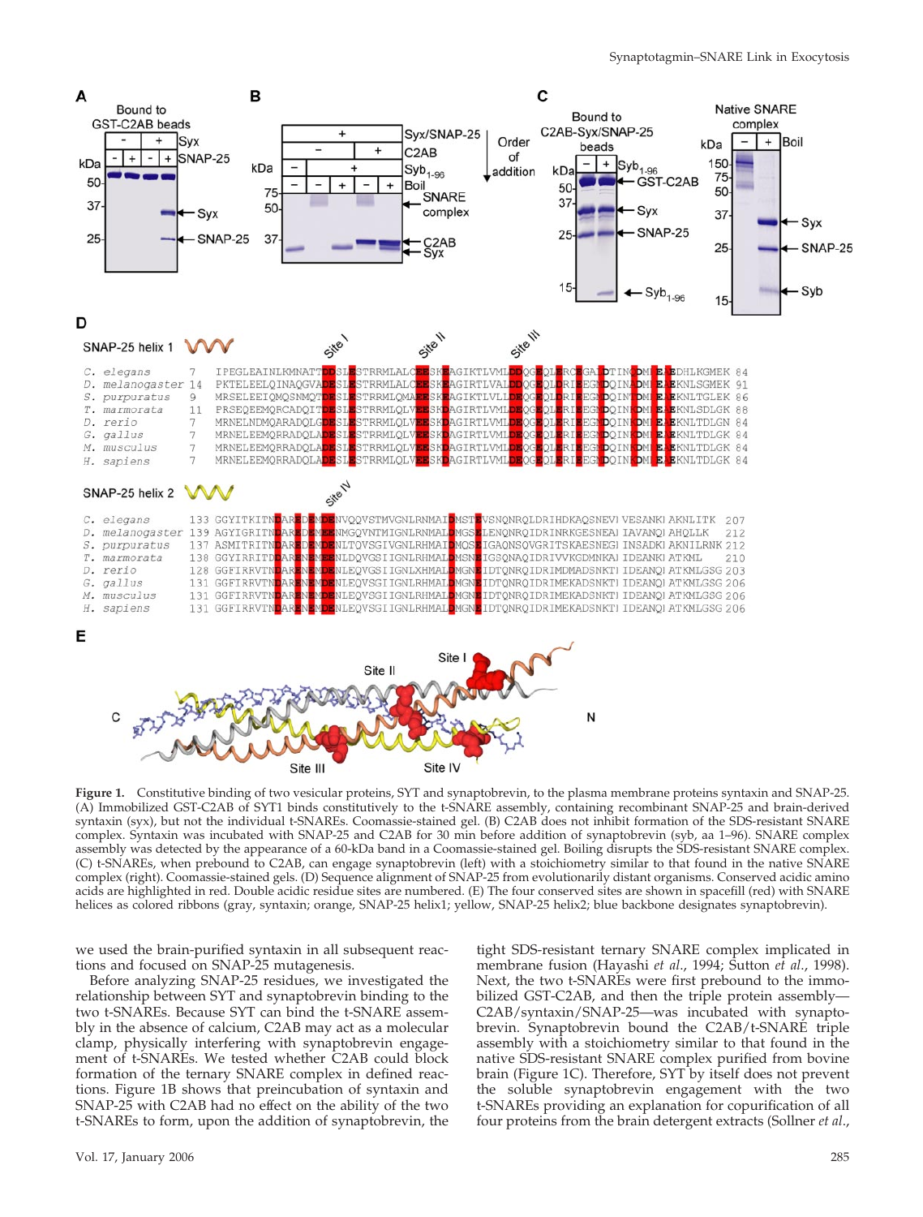**Figure 1.** Constitutive binding of two vesicular proteins, SYT and synaptobrevin, to the plasma membrane proteins syntaxin and SNAP-25. (A) Immobilized GST-C2AB of SYT1 binds constitutively to the t-SNARE assembly, containing recombinant SNAP-25 and brain-derived syntaxin (syx), but not the individual t-SNAREs. Coomassie-stained gel. (B) C2AB does not inhibit formation of the SDS-resistant SNARE complex. Syntaxin was incubated with SNAP-25 and C2AB for 30 min before addition of synaptobrevin (syb, aa 1–96). SNARE complex assembly was detected by the appearance of a 60-kDa band in a Coomassie-stained gel. Boiling disrupts the SDS-resistant SNARE complex. (C) t-SNAREs, when prebound to C2AB, can engage synaptobrevin (left) with a stoichiometry similar to that found in the native SNARE complex (right). Coomassie-stained gels. (D) Sequence alignment of SNAP-25 from evolutionarily distant organisms. Conserved acidic amino acids are highlighted in red. Double acidic residue sites are numbered. (E) The four conserved sites are shown in spacefill (red) with SNARE helices as colored ribbons (gray, syntaxin; orange, SNAP-25 helix1; yellow, SNAP-25 helix2; blue backbone designates synaptobrevin).

we used the brain-purified syntaxin in all subsequent reactions and focused on SNAP-25 mutagenesis.

Before analyzing SNAP-25 residues, we investigated the relationship between SYT and synaptobrevin binding to the two t-SNAREs. Because SYT can bind the t-SNARE assembly in the absence of calcium, C2AB may act as a molecular clamp, physically interfering with synaptobrevin engagement of t-SNAREs. We tested whether C2AB could block formation of the ternary SNARE complex in defined reactions. Figure 1B shows that preincubation of syntaxin and SNAP-25 with C2AB had no effect on the ability of the two t-SNAREs to form, upon the addition of synaptobrevin, the tight SDS-resistant ternary SNARE complex implicated in membrane fusion (Hayashi *et al.*, 1994; Sutton *et al.*, 1998). Next, the two t-SNAREs were first prebound to the immobilized GST-C2AB, and then the triple protein assembly—C2AB/syntaxin/SNAP-25—was incubated with synaptobrevin. Synaptobrevin bound the C2AB/t-SNARE triple assembly with a stoichiometry similar to that found in the native SDS-resistant SNARE complex purified from bovine brain (Figure 1C). Therefore, SYT by itself does not prevent the soluble synaptobrevin engagement with the two t-SNAREs providing an explanation for copurification of all four proteins from the brain detergent extracts (Sollner *et al.*,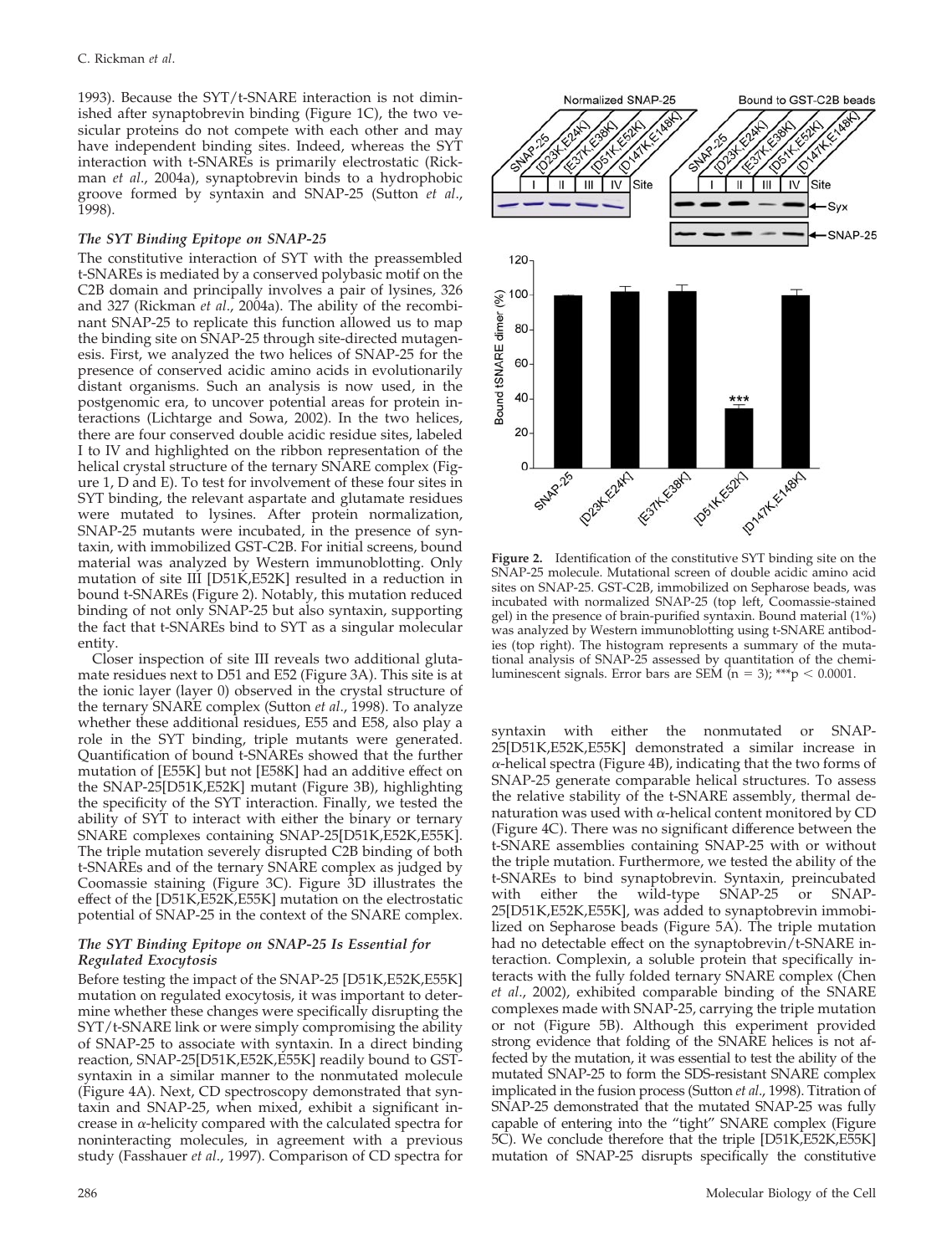1993). Because the SYT/t-SNARE interaction is not diminished after synaptobrevin binding (Figure 1C), the two vesicular proteins do not compete with each other and may have independent binding sites. Indeed, whereas the SYT interaction with t-SNAREs is primarily electrostatic (Rickman *et al*., 2004a), synaptobrevin binds to a hydrophobic groove formed by syntaxin and SNAP-25 (Sutton *et al*., 1998).

### *The SYT Binding Epitope on SNAP-25*

The constitutive interaction of SYT with the preassembled t-SNAREs is mediated by a conserved polybasic motif on the C2B domain and principally involves a pair of lysines, 326 and 327 (Rickman *et al*., 2004a). The ability of the recombinant SNAP-25 to replicate this function allowed us to map the binding site on SNAP-25 through site-directed mutagenesis. First, we analyzed the two helices of SNAP-25 for the presence of conserved acidic amino acids in evolutionarily distant organisms. Such an analysis is now used, in the postgenomic era, to uncover potential areas for protein interactions (Lichtarge and Sowa, 2002). In the two helices, there are four conserved double acidic residue sites, labeled I to IV and highlighted on the ribbon representation of the helical crystal structure of the ternary SNARE complex (Figure 1, D and E). To test for involvement of these four sites in SYT binding, the relevant aspartate and glutamate residues were mutated to lysines. After protein normalization, SNAP-25 mutants were incubated, in the presence of syntaxin, with immobilized GST-C2B. For initial screens, bound material was analyzed by Western immunoblotting. Only mutation of site III [D51K,E52K] resulted in a reduction in bound t-SNAREs (Figure 2). Notably, this mutation reduced binding of not only SNAP-25 but also syntaxin, supporting the fact that t-SNAREs bind to SYT as a singular molecular entity.

Closer inspection of site III reveals two additional glutamate residues next to D51 and E52 (Figure 3A). This site is at the ionic layer (layer 0) observed in the crystal structure of the ternary SNARE complex (Sutton *et al*., 1998). To analyze whether these additional residues, E55 and E58, also play a role in the SYT binding, triple mutants were generated. Quantification of bound t-SNAREs showed that the further mutation of [E55K] but not [E58K] had an additive effect on the SNAP-25[D51K,E52K] mutant (Figure 3B), highlighting the specificity of the SYT interaction. Finally, we tested the ability of SYT to interact with either the binary or ternary SNARE complexes containing SNAP-25[D51K,E52K,E55K]. The triple mutation severely disrupted C2B binding of both t-SNAREs and of the ternary SNARE complex as judged by Coomassie staining (Figure 3C). Figure 3D illustrates the effect of the [D51K,E52K,E55K] mutation on the electrostatic potential of SNAP-25 in the context of the SNARE complex.

### *The SYT Binding Epitope on SNAP-25 Is Essential for Regulated Exocytosis*

Before testing the impact of the SNAP-25 [D51K,E52K,E55K] mutation on regulated exocytosis, it was important to determine whether these changes were specifically disrupting the SYT/t-SNARE link or were simply compromising the ability of SNAP-25 to associate with syntaxin. In a direct binding reaction, SNAP-25[D51K,E52K,E55K] readily bound to GST-syntaxin in a similar manner to the nonmutated molecule (Figure 4A). Next, CD spectroscopy demonstrated that syntaxin and SNAP-25, when mixed, exhibit a significant increase in α-helicity compared with the calculated spectra for noninteracting molecules, in agreement with a previous study (Fasshauer *et al*., 1997). Comparison of CD spectra for syntaxin with either the nonmutated or SNAP-25[D51K,E52K,E55K] demonstrated a similar increase in α-helical spectra (Figure 4B), indicating that the two forms of SNAP-25 generate comparable helical structures. To assess the relative stability of the t-SNARE assembly, thermal denaturation was used with α-helical content monitored by CD (Figure 4C). There was no significant difference between the t-SNARE assemblies containing SNAP-25 with or without the triple mutation. Furthermore, we tested the ability of the t-SNAREs to bind synaptobrevin. Syntaxin, preincubated with either the wild-type SNAP-25 or SNAP-25[D51K,E52K,E55K], was added to synaptobrevin immobilized on Sepharose beads (Figure 5A). The triple mutation had no detectable effect on the synaptobrevin/t-SNARE interaction. Complexin, a soluble protein that specifically interacts with the fully folded ternary SNARE complex (Chen *et al*., 2002), exhibited comparable binding of the SNARE complexes made with SNAP-25, carrying the triple mutation or not (Figure 5B). Although this experiment provided strong evidence that folding of the SNARE helices is not affected by the mutation, it was essential to test the ability of the mutated SNAP-25 to form the SDS-resistant SNARE complex implicated in the fusion process (Sutton *et al*., 1998). Titration of SNAP-25 demonstrated that the mutated SNAP-25 was fully capable of entering into the "tight" SNARE complex (Figure 5C). We conclude therefore that the triple [D51K,E52K,E55K] mutation of SNAP-25 disrupts specifically the constitutive

Normalized SNAP-25

Bound to GST-C2B beads

SNAP-25 [D23K,E24K] [E37K,E38K] [D51K,E52K] [D147K,E148K]

I II III IV Site

Syx

SNAP-25

Bound tSNARE dimer (%)

0 20 40 60 80 100 120

***

SNAP-25 [D23K,E24K] [E37K,E38K] [D51K,E52K] [D147K,E148K]

**Figure 2.** Identification of the constitutive SYT binding site on the SNAP-25 molecule. Mutational screen of double acidic amino acid sites on SNAP-25. GST-C2B, immobilized on Sepharose beads, was incubated with normalized SNAP-25 (top left, Coomassie-stained gel) in the presence of brain-purified syntaxin. Bound material (1%) was analyzed by Western immunoblotting using t-SNARE antibodies (top right). The histogram represents a summary of the mutational analysis of SNAP-25 assessed by quantitation of the chemiluminescent signals. Error bars are SEM ($n = 3$); ***$p < 0.0001$.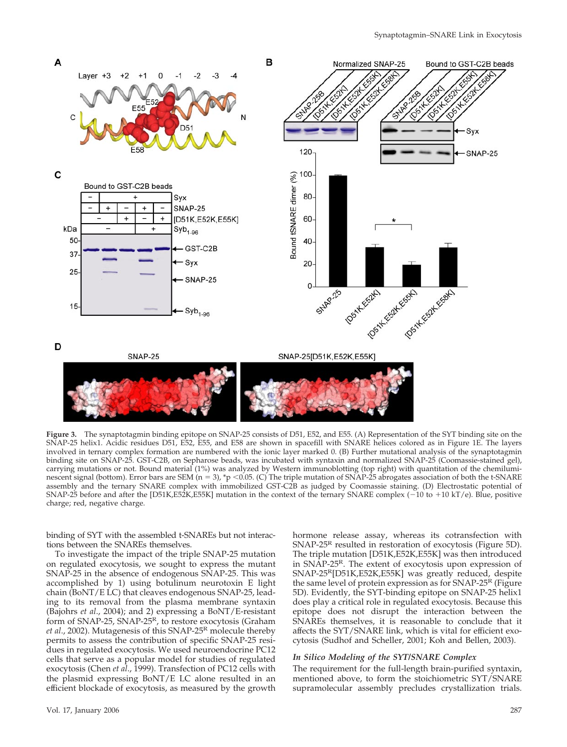**Figure 3.** The synaptotagmin binding epitope on SNAP-25 consists of D51, E52, and E55. (A) Representation of the SYT binding site on the SNAP-25 helix1. Acidic residues D51, E52, E55, and E58 are shown in spacefill with SNARE helices colored as in Figure 1E. The layers involved in ternary complex formation are numbered with the ionic layer marked 0. (B) Further mutational analysis of the synaptotagmin binding site on SNAP-25. GST-C2B, on Sepharose beads, was incubated with syntaxin and normalized SNAP-25 (Coomassie-stained gel), carrying mutations or not. Bound material (1%) was analyzed by Western immunoblotting (top right) with quantitation of the chemiluminescent signal (bottom). Error bars are SEM (n = 3), \*p <0.05. (C) The triple mutation of SNAP-25 abrogates association of both the t-SNARE assembly and the ternary SNARE complex with immobilized GST-C2B as judged by Coomassie staining. (D) Electrostatic potential of SNAP-25 before and after the [D51K,E52K,E55K] mutation in the context of the ternary SNARE complex (−10 to +10 kT/e). Blue, positive charge; red, negative charge.

binding of SYT with the assembled t-SNAREs but not interactions between the SNAREs themselves.

To investigate the impact of the triple SNAP-25 mutation on regulated exocytosis, we sought to express the mutant SNAP-25 in the absence of endogenous SNAP-25. This was accomplished by 1) using botulinum neurotoxin E light chain (BoNT/E LC) that cleaves endogenous SNAP-25, leading to its removal from the plasma membrane syntaxin (Bajohrs *et al*., 2004); and 2) expressing a BoNT/E-resistant form of SNAP-25, SNAP-25[R], to restore exocytosis (Graham *et al*., 2002). Mutagenesis of this SNAP-25[R] molecule thereby permits to assess the contribution of specific SNAP-25 residues in regulated exocytosis. We used neuroendocrine PC12 cells that serve as a popular model for studies of regulated exocytosis (Chen *et al*., 1999). Transfection of PC12 cells with the plasmid expressing BoNT/E LC alone resulted in an efficient blockade of exocytosis, as measured by the growth hormone release assay, whereas its cotransfection with SNAP-25[R] resulted in restoration of exocytosis (Figure 5D). The triple mutation [D51K,E52K,E55K] was then introduced in SNAP-25[R]. The extent of exocytosis upon expression of SNAP-25[R][D51K,E52K,E55K] was greatly reduced, despite the same level of protein expression as for SNAP-25[R] (Figure 5D). Evidently, the SYT-binding epitope on SNAP-25 helix1 does play a critical role in regulated exocytosis. Because this epitope does not disrupt the interaction between the SNAREs themselves, it is reasonable to conclude that it affects the SYT/SNARE link, which is vital for efficient exocytosis (Sudhof and Scheller, 2001; Koh and Bellen, 2003).

### *In Silico Modeling of the SYT/SNARE Complex*

The requirement for the full-length brain-purified syntaxin, mentioned above, to form the stoichiometric SYT/SNARE supramolecular assembly precludes crystallization trials.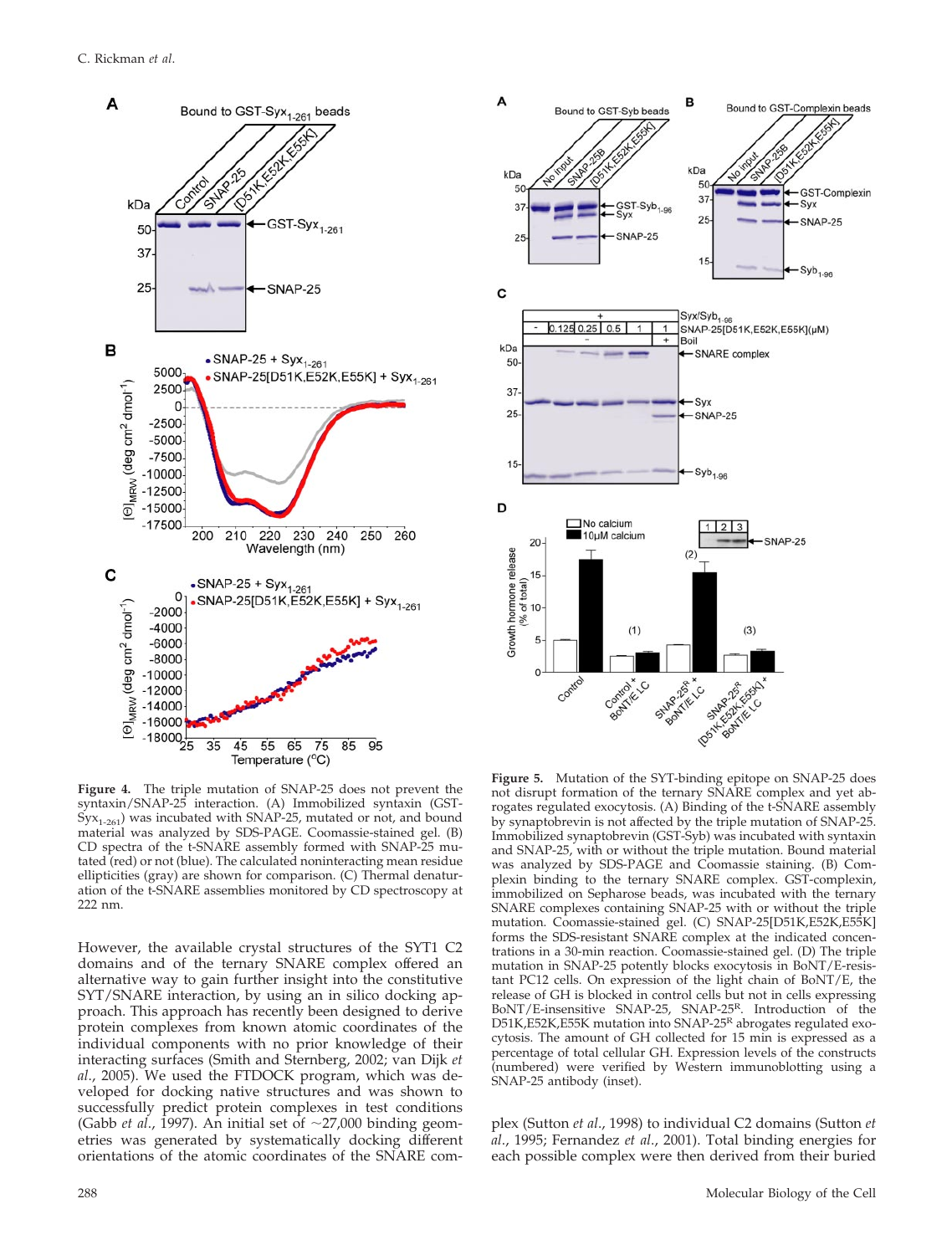A

Bound to GST-Syx$_{1\text{-}261}$ beads

Control

SNAP-25

[D51K,E52K,E55K]

kDa

50

37

25

GST-Syx$_{1\text{-}261}$

SNAP-25

B

SNAP-25 + Syx$_{1\text{-}261}$

SNAP-25[D51K,E52K,E55K] + Syx$_{1\text{-}261}$

$[\Theta]_{MRW}$ (deg cm$^2$ dmol$^{-1}$)

5000

2500

0

-2500

-5000

-7500

-10000

-12500

-15000

-17500

200 210 220 230 240 250 260

Wavelength (nm)

C

SNAP-25 + Syx$_{1\text{-}261}$

SNAP-25[D51K,E52K,E55K] + Syx$_{1\text{-}261}$

$[\Theta]_{MRW}$ (deg cm$^2$ dmol$^{-1}$)

0

-2000

-4000

-6000

-8000

-10000

-12000

-14000

-16000

-18000

25 35 45 55 65 75 85 95

Temperature (°C)

**Figure 4.** The triple mutation of SNAP-25 does not prevent the syntaxin/SNAP-25 interaction. (A) Immobilized syntaxin (GST-Syx$_{1\text{-}261}$) was incubated with SNAP-25, mutated or not, and bound material was analyzed by SDS-PAGE. Coomassie-stained gel. (B) CD spectra of the t-SNARE assembly formed with SNAP-25 mutated (red) or not (blue). The calculated noninteracting mean residue ellipticities (gray) are shown for comparison. (C) Thermal denaturation of the t-SNARE assemblies monitored by CD spectroscopy at 222 nm.

However, the available crystal structures of the SYT1 C2 domains and of the ternary SNARE complex offered an alternative way to gain further insight into the constitutive SYT/SNARE interaction, by using an in silico docking approach. This approach has recently been designed to derive protein complexes from known atomic coordinates of the individual components with no prior knowledge of their interacting surfaces (Smith and Sternberg, 2002; van Dijk *et al.*, 2005). We used the FTDOCK program, which was developed for docking native structures and was shown to successfully predict protein complexes in test conditions (Gabb *et al.*, 1997). An initial set of ~27,000 binding geometries was generated by systematically docking different orientations of the atomic coordinates of the SNARE complex (Sutton *et al.*, 1998) to individual C2 domains (Sutton *et al.*, 1995; Fernandez *et al.*, 2001). Total binding energies for each possible complex were then derived from their buried

A

Bound to GST-Syb beads

No input

SNAP-25B

[D51K,E52K,E55K]

kDa

50

37

25

GST-Syb$_{1\text{-}96}$

Syx

SNAP-25

B

Bound to GST-Complexin beads

No input

SNAP-25B

[D51K,E52K,E55K]

kDa

50

37

25

15

GST-Complexin

Syx

SNAP-25

Syb$_{1\text{-}96}$

C

+ Syx/Syb$_{1\text{-}96}$

- 0.125 0.25 0.5 1 1 SNAP-25[D51K,E52K,E55K](μM)

- + Boil

kDa

50

37

25

15

SNARE complex

Syx

SNAP-25

Syb$_{1\text{-}96}$

D

No calcium

10μM calcium

1 2 3

SNAP-25

Growth hormone release (% of total)

20

15

10

5

0

(1)

(2)

(3)

Control

Control + BoNT/E LC

SNAP-25$^R$ + BoNT/E LC

SNAP-25$^R$ [D51K,E52K,E55K] + BoNT/E LC

**Figure 5.** Mutation of the SYT-binding epitope on SNAP-25 does not disrupt formation of the ternary SNARE complex and yet abrogates regulated exocytosis. (A) Binding of the t-SNARE assembly by synaptobrevin is not affected by the triple mutation of SNAP-25. Immobilized synaptobrevin (GST-Syb) was incubated with syntaxin and SNAP-25, with or without the triple mutation. Bound material was analyzed by SDS-PAGE and Coomassie staining. (B) Complexin binding to the ternary SNARE complex. GST-complexin, immobilized on Sepharose beads, was incubated with the ternary SNARE complexes containing SNAP-25 with or without the triple mutation. Coomassie-stained gel. (C) SNAP-25[D51K,E52K,E55K] forms the SDS-resistant SNARE complex at the indicated concentrations in a 30-min reaction. Coomassie-stained gel. (D) The triple mutation in SNAP-25 potently blocks exocytosis in BoNT/E-resistant PC12 cells. On expression of the light chain of BoNT/E, the release of GH is blocked in control cells but not in cells expressing BoNT/E-insensitive SNAP-25, SNAP-25$^R$. Introduction of the D51K,E52K,E55K mutation into SNAP-25$^R$ abrogates regulated exocytosis. The amount of GH collected for 15 min is expressed as a percentage of total cellular GH. Expression levels of the constructs (numbered) were verified by Western immunoblotting using a SNAP-25 antibody (inset).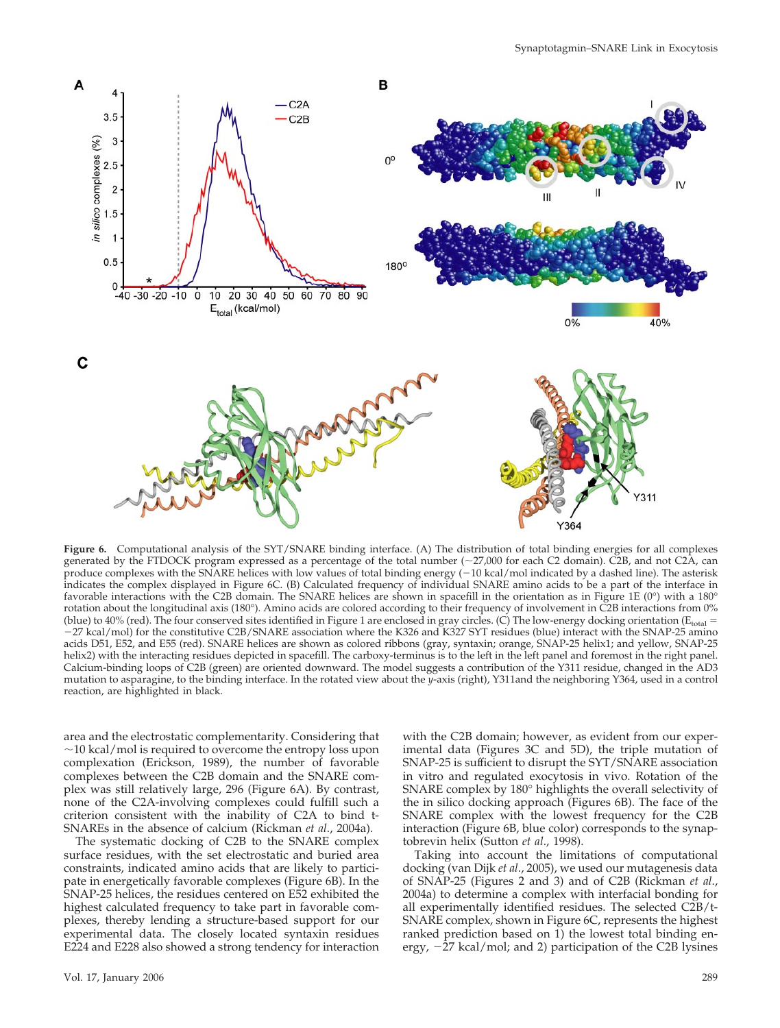A

4
3.5
3
2.5
2
1.5
1
0.5
0

*in silico* complexes (%)

—C2A
—C2B

*

-40 -30 -20 -10 0 10 20 30 40 50 60 70 80 90

$E_{total}$ (kcal/mol)

B

0°

I
II
III
IV

180°

0%
40%

C

Y311
Y364

**Figure 6.** Computational analysis of the SYT/SNARE binding interface. (A) The distribution of total binding energies for all complexes generated by the FTDOCK program expressed as a percentage of the total number (~27,000 for each C2 domain). C2B, and not C2A, can produce complexes with the SNARE helices with low values of total binding energy (−10 kcal/mol indicated by a dashed line). The asterisk indicates the complex displayed in Figure 6C. (B) Calculated frequency of individual SNARE amino acids to be a part of the interface in favorable interactions with the C2B domain. The SNARE helices are shown in spacefill in the orientation as in Figure 1E (0°) with a 180° rotation about the longitudinal axis (180°). Amino acids are colored according to their frequency of involvement in C2B interactions from 0% (blue) to 40% (red). The four conserved sites identified in Figure 1 are enclosed in gray circles. (C) The low-energy docking orientation ($E_{total}$ = −27 kcal/mol) for the constitutive C2B/SNARE association where the K326 and K327 SYT residues (blue) interact with the SNAP-25 amino acids D51, E52, and E55 (red). SNARE helices are shown as colored ribbons (gray, syntaxin; orange, SNAP-25 helix1; and yellow, SNAP-25 helix2) with the interacting residues depicted in spacefill. The carboxy-terminus is to the left in the left panel and foremost in the right panel. Calcium-binding loops of C2B (green) are oriented downward. The model suggests a contribution of the Y311 residue, changed in the AD3 mutation to asparagine, to the binding interface. In the rotated view about the *y*-axis (right), Y311and the neighboring Y364, used in a control reaction, are highlighted in black.

area and the electrostatic complementarity. Considering that ~10 kcal/mol is required to overcome the entropy loss upon complexation (Erickson, 1989), the number of favorable complexes between the C2B domain and the SNARE complex was still relatively large, 296 (Figure 6A). By contrast, none of the C2A-involving complexes could fulfill such a criterion consistent with the inability of C2A to bind t-SNAREs in the absence of calcium (Rickman *et al.*, 2004a).

The systematic docking of C2B to the SNARE complex surface residues, with the set electrostatic and buried area constraints, indicated amino acids that are likely to participate in energetically favorable complexes (Figure 6B). In the SNAP-25 helices, the residues centered on E52 exhibited the highest calculated frequency to take part in favorable complexes, thereby lending a structure-based support for our experimental data. The closely located syntaxin residues E224 and E228 also showed a strong tendency for interaction with the C2B domain; however, as evident from our experimental data (Figures 3C and 5D), the triple mutation of SNAP-25 is sufficient to disrupt the SYT/SNARE association in vitro and regulated exocytosis in vivo. Rotation of the SNARE complex by 180° highlights the overall selectivity of the in silico docking approach (Figures 6B). The face of the SNARE complex with the lowest frequency for the C2B interaction (Figure 6B, blue color) corresponds to the synaptobrevin helix (Sutton *et al.*, 1998).

Taking into account the limitations of computational docking (van Dijk *et al.*, 2005), we used our mutagenesis data of SNAP-25 (Figures 2 and 3) and of C2B (Rickman *et al.*, 2004a) to determine a complex with interfacial bonding for all experimentally identified residues. The selected C2B/t-SNARE complex, shown in Figure 6C, represents the highest ranked prediction based on 1) the lowest total binding energy, −27 kcal/mol; and 2) participation of the C2B lysines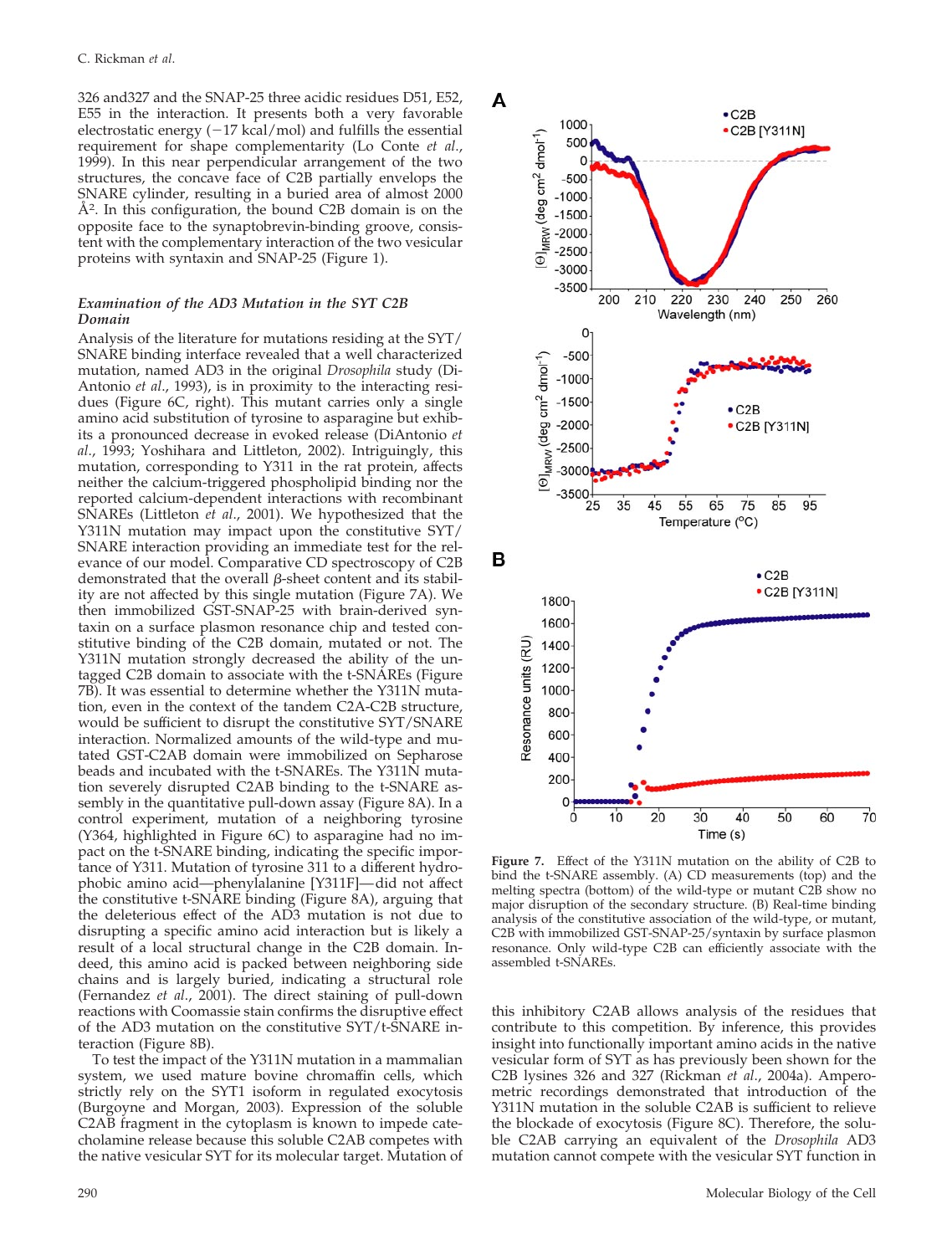326 and327 and the SNAP-25 three acidic residues D51, E52, E55 in the interaction. It presents both a very favorable electrostatic energy (−17 kcal/mol) and fulfills the essential requirement for shape complementarity (Lo Conte *et al.*, 1999). In this near perpendicular arrangement of the two structures, the concave face of C2B partially envelops the SNARE cylinder, resulting in a buried area of almost 2000 Å². In this configuration, the bound C2B domain is on the opposite face to the synaptobrevin-binding groove, consistent with the complementary interaction of the two vesicular proteins with syntaxin and SNAP-25 (Figure 1).

### *Examination of the AD3 Mutation in the SYT C2B Domain*

Analysis of the literature for mutations residing at the SYT/SNARE binding interface revealed that a well characterized mutation, named AD3 in the original *Drosophila* study (DiAntonio *et al.*, 1993), is in proximity to the interacting residues (Figure 6C, right). This mutant carries only a single amino acid substitution of tyrosine to asparagine but exhibits a pronounced decrease in evoked release (DiAntonio *et al.*, 1993; Yoshihara and Littleton, 2002). Intriguingly, this mutation, corresponding to Y311 in the rat protein, affects neither the calcium-triggered phospholipid binding nor the reported calcium-dependent interactions with recombinant SNAREs (Littleton *et al.*, 2001). We hypothesized that the Y311N mutation may impact upon the constitutive SYT/SNARE interaction providing an immediate test for the relevance of our model. Comparative CD spectroscopy of C2B demonstrated that the overall β-sheet content and its stability are not affected by this single mutation (Figure 7A). We then immobilized GST-SNAP-25 with brain-derived syntaxin on a surface plasmon resonance chip and tested constitutive binding of the C2B domain, mutated or not. The Y311N mutation strongly decreased the ability of the untagged C2B domain to associate with the t-SNAREs (Figure 7B). It was essential to determine whether the Y311N mutation, even in the context of the tandem C2A-C2B structure, would be sufficient to disrupt the constitutive SYT/SNARE interaction. Normalized amounts of the wild-type and mutated GST-C2AB domain were immobilized on Sepharose beads and incubated with the t-SNAREs. The Y311N mutation severely disrupted C2AB binding to the t-SNARE assembly in the quantitative pull-down assay (Figure 8A). In a control experiment, mutation of a neighboring tyrosine (Y364, highlighted in Figure 6C) to asparagine had no impact on the t-SNARE binding, indicating the specific importance of Y311. Mutation of tyrosine 311 to a different hydrophobic amino acid—phenylalanine [Y311F]—did not affect the constitutive t-SNARE binding (Figure 8A), arguing that the deleterious effect of the AD3 mutation is not due to disrupting a specific amino acid interaction but is likely a result of a local structural change in the C2B domain. Indeed, this amino acid is packed between neighboring side chains and is largely buried, indicating a structural role (Fernandez *et al.*, 2001). The direct staining of pull-down reactions with Coomassie stain confirms the disruptive effect of the AD3 mutation on the constitutive SYT/t-SNARE interaction (Figure 8B).

To test the impact of the Y311N mutation in a mammalian system, we used mature bovine chromaffin cells, which strictly rely on the SYT1 isoform in regulated exocytosis (Burgoyne and Morgan, 2003). Expression of the soluble C2AB fragment in the cytoplasm is known to impede catecholamine release because this soluble C2AB competes with the native vesicular SYT for its molecular target. Mutation of

A

• C2B
• C2B [Y311N]

$[\Theta]_{MRW}$ (deg cm² dmol⁻¹)

1000
500
0
-500
-1000
-1500
-2000
-2500
-3000
-3500

200 210 220 230 240 250 260
Wavelength (nm)

$[\Theta]_{MRW}$ (deg cm² dmol⁻¹)

0
-500
-1000
-1500
-2000
-2500
-3000
-3500

25 35 45 55 65 75 85 95
Temperature (°C)

B

• C2B
• C2B [Y311N]

Resonance units (RU)

1800
1600
1400
1200
1000
800
600
400
200
0

0 10 20 30 40 50 60 70
Time (s)

**Figure 7.** Effect of the Y311N mutation on the ability of C2B to bind the t-SNARE assembly. (A) CD measurements (top) and the melting spectra (bottom) of the wild-type or mutant C2B show no major disruption of the secondary structure. (B) Real-time binding analysis of the constitutive association of the wild-type, or mutant, C2B with immobilized GST-SNAP-25/syntaxin by surface plasmon resonance. Only wild-type C2B can efficiently associate with the assembled t-SNAREs.

this inhibitory C2AB allows analysis of the residues that contribute to this competition. By inference, this provides insight into functionally important amino acids in the native vesicular form of SYT as has previously been shown for the C2B lysines 326 and 327 (Rickman *et al.*, 2004a). Amperometric recordings demonstrated that introduction of the Y311N mutation in the soluble C2AB is sufficient to relieve the blockade of exocytosis (Figure 8C). Therefore, the soluble C2AB carrying an equivalent of the *Drosophila* AD3 mutation cannot compete with the vesicular SYT function in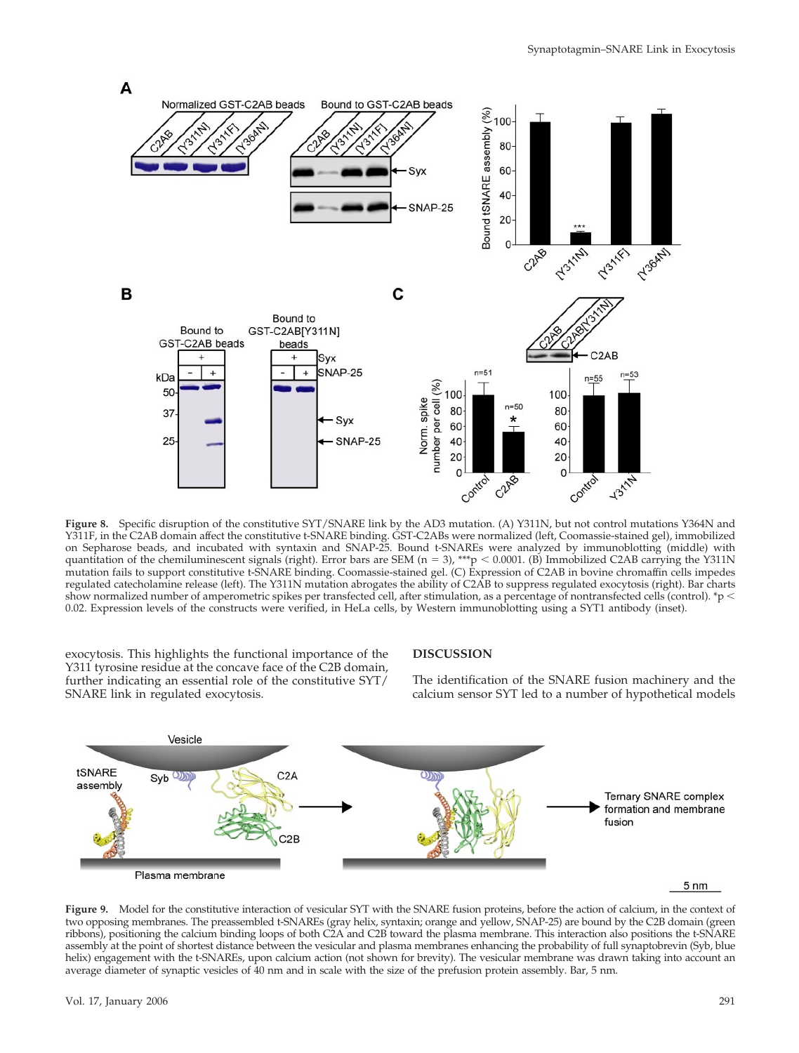A

Normalized GST-C2AB beads

C2AB [Y311N] [Y311F] [Y364N]

Bound to GST-C2AB beads

C2AB [Y311N] [Y311F] [Y364N]

Syx

SNAP-25

Bound tSNARE assembly (%)

100
80
60
40
20
0

***

C2AB [Y311N] [Y311F] [Y364N]

B

Bound to GST-C2AB beads

Bound to GST-C2AB[Y311N] beads

+ Syx

- + SNAP-25

kDa

50

37

25

Syx

SNAP-25

C

C2AB C2AB[Y311N]

C2AB

Norm. spike number per cell (%)

n=51 n=50 n=55 n=53

100
80
60
40
20
0

*

Control C2AB Control Y311N

**Figure 8.** Specific disruption of the constitutive SYT/SNARE link by the AD3 mutation. (A) Y311N, but not control mutations Y364N and Y311F, in the C2AB domain affect the constitutive t-SNARE binding. GST-C2ABs were normalized (left, Coomassie-stained gel), immobilized on Sepharose beads, and incubated with syntaxin and SNAP-25. Bound t-SNAREs were analyzed by immunoblotting (middle) with quantitation of the chemiluminescent signals (right). Error bars are SEM (n = 3), ***$p < 0.0001$. (B) Immobilized C2AB carrying the Y311N mutation fails to support constitutive t-SNARE binding. Coomassie-stained gel. (C) Expression of C2AB in bovine chromaffin cells impedes regulated catecholamine release (left). The Y311N mutation abrogates the ability of C2AB to suppress regulated exocytosis (right). Bar charts show normalized number of amperometric spikes per transfected cell, after stimulation, as a percentage of nontransfected cells (control). *$p < 0.02$. Expression levels of the constructs were verified, in HeLa cells, by Western immunoblotting using a SYT1 antibody (inset).

exocytosis. This highlights the functional importance of the Y311 tyrosine residue at the concave face of the C2B domain, further indicating an essential role of the constitutive SYT/SNARE link in regulated exocytosis.

## DISCUSSION

The identification of the SNARE fusion machinery and the calcium sensor SYT led to a number of hypothetical models

Vesicle

tSNARE assembly

Syb

C2A

C2B

Plasma membrane

Ternary SNARE complex formation and membrane fusion

5 nm

**Figure 9.** Model for the constitutive interaction of vesicular SYT with the SNARE fusion proteins, before the action of calcium, in the context of two opposing membranes. The preassembled t-SNAREs (gray helix, syntaxin; orange and yellow, SNAP-25) are bound by the C2B domain (green ribbons), positioning the calcium binding loops of both C2A and C2B toward the plasma membrane. This interaction also positions the t-SNARE assembly at the point of shortest distance between the vesicular and plasma membranes enhancing the probability of full synaptobrevin (Syb, blue helix) engagement with the t-SNAREs, upon calcium action (not shown for brevity). The vesicular membrane was drawn taking into account an average diameter of synaptic vesicles of 40 nm and in scale with the size of the prefusion protein assembly. Bar, 5 nm.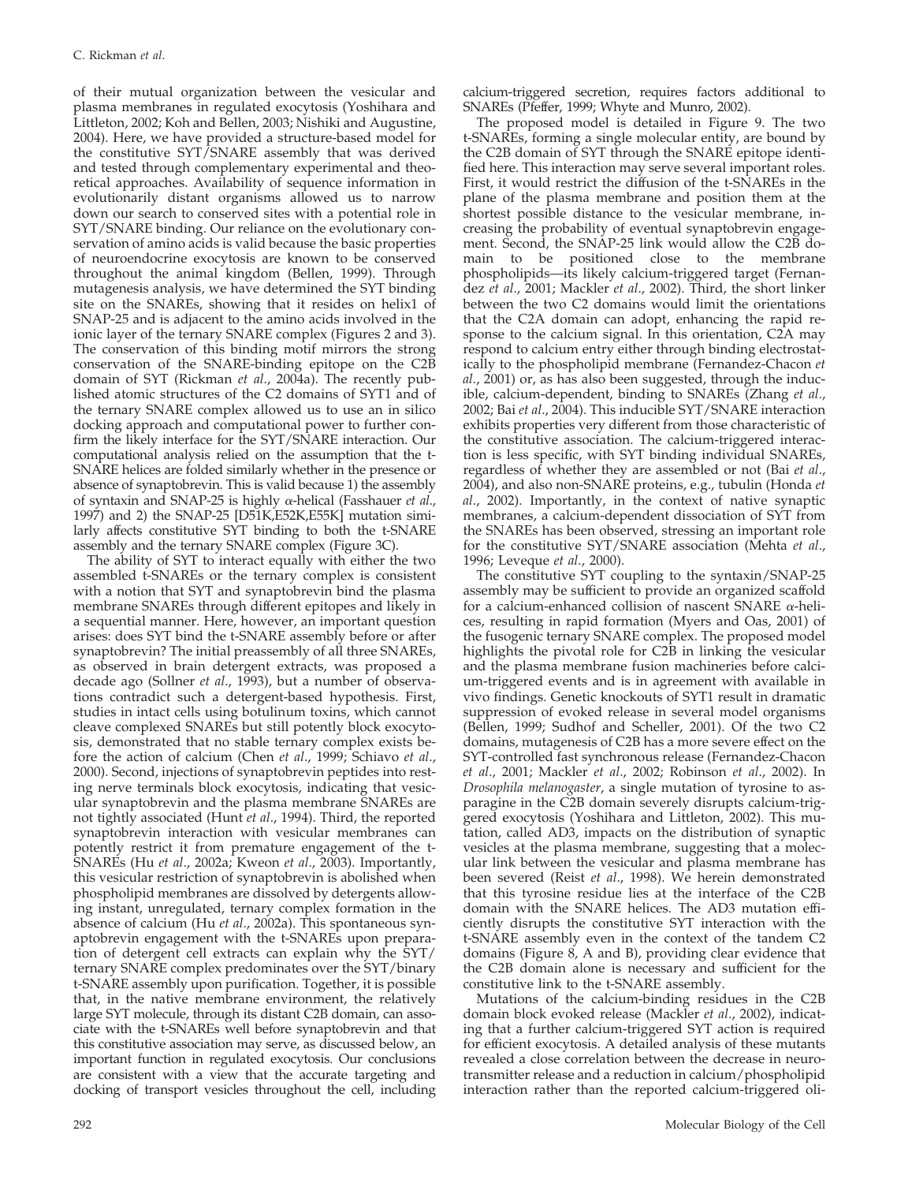of their mutual organization between the vesicular and plasma membranes in regulated exocytosis (Yoshihara and Littleton, 2002; Koh and Bellen, 2003; Nishiki and Augustine, 2004). Here, we have provided a structure-based model for the constitutive SYT/SNARE assembly that was derived and tested through complementary experimental and theoretical approaches. Availability of sequence information in evolutionarily distant organisms allowed us to narrow down our search to conserved sites with a potential role in SYT/SNARE binding. Our reliance on the evolutionary conservation of amino acids is valid because the basic properties of neuroendocrine exocytosis are known to be conserved throughout the animal kingdom (Bellen, 1999). Through mutagenesis analysis, we have determined the SYT binding site on the SNAREs, showing that it resides on helix1 of SNAP-25 and is adjacent to the amino acids involved in the ionic layer of the ternary SNARE complex (Figures 2 and 3). The conservation of this binding motif mirrors the strong conservation of the SNARE-binding epitope on the C2B domain of SYT (Rickman *et al*., 2004a). The recently published atomic structures of the C2 domains of SYT1 and of the ternary SNARE complex allowed us to use an in silico docking approach and computational power to further confirm the likely interface for the SYT/SNARE interaction. Our computational analysis relied on the assumption that the t-SNARE helices are folded similarly whether in the presence or absence of synaptobrevin. This is valid because 1) the assembly of syntaxin and SNAP-25 is highly α-helical (Fasshauer *et al*., 1997) and 2) the SNAP-25 [D51K,E52K,E55K] mutation similarly affects constitutive SYT binding to both the t-SNARE assembly and the ternary SNARE complex (Figure 3C).

The ability of SYT to interact equally with either the two assembled t-SNAREs or the ternary complex is consistent with a notion that SYT and synaptobrevin bind the plasma membrane SNAREs through different epitopes and likely in a sequential manner. Here, however, an important question arises: does SYT bind the t-SNARE assembly before or after synaptobrevin? The initial preassembly of all three SNAREs, as observed in brain detergent extracts, was proposed a decade ago (Sollner *et al*., 1993), but a number of observations contradict such a detergent-based hypothesis. First, studies in intact cells using botulinum toxins, which cannot cleave complexed SNAREs but still potently block exocytosis, demonstrated that no stable ternary complex exists before the action of calcium (Chen *et al*., 1999; Schiavo *et al*., 2000). Second, injections of synaptobrevin peptides into resting nerve terminals block exocytosis, indicating that vesicular synaptobrevin and the plasma membrane SNAREs are not tightly associated (Hunt *et al*., 1994). Third, the reported synaptobrevin interaction with vesicular membranes can potently restrict it from premature engagement of the t-SNAREs (Hu *et al*., 2002a; Kweon *et al*., 2003). Importantly, this vesicular restriction of synaptobrevin is abolished when phospholipid membranes are dissolved by detergents allowing instant, unregulated, ternary complex formation in the absence of calcium (Hu *et al*., 2002a). This spontaneous synaptobrevin engagement with the t-SNAREs upon preparation of detergent cell extracts can explain why the SYT/ternary SNARE complex predominates over the SYT/binary t-SNARE assembly upon purification. Together, it is possible that, in the native membrane environment, the relatively large SYT molecule, through its distant C2B domain, can associate with the t-SNAREs well before synaptobrevin and that this constitutive association may serve, as discussed below, an important function in regulated exocytosis. Our conclusions are consistent with a view that the accurate targeting and docking of transport vesicles throughout the cell, including calcium-triggered secretion, requires factors additional to SNAREs (Pfeffer, 1999; Whyte and Munro, 2002).

The proposed model is detailed in Figure 9. The two t-SNAREs, forming a single molecular entity, are bound by the C2B domain of SYT through the SNARE epitope identified here. This interaction may serve several important roles. First, it would restrict the diffusion of the t-SNAREs in the plane of the plasma membrane and position them at the shortest possible distance to the vesicular membrane, increasing the probability of eventual synaptobrevin engagement. Second, the SNAP-25 link would allow the C2B domain to be positioned close to the membrane phospholipids—its likely calcium-triggered target (Fernandez *et al*., 2001; Mackler *et al*., 2002). Third, the short linker between the two C2 domains would limit the orientations that the C2A domain can adopt, enhancing the rapid response to the calcium signal. In this orientation, C2A may respond to calcium entry either through binding electrostatically to the phospholipid membrane (Fernandez-Chacon *et al*., 2001) or, as has also been suggested, through the inducible, calcium-dependent, binding to SNAREs (Zhang *et al*., 2002; Bai *et al*., 2004). This inducible SYT/SNARE interaction exhibits properties very different from those characteristic of the constitutive association. The calcium-triggered interaction is less specific, with SYT binding individual SNAREs, regardless of whether they are assembled or not (Bai *et al*., 2004), and also non-SNARE proteins, e.g., tubulin (Honda *et al*., 2002). Importantly, in the context of native synaptic membranes, a calcium-dependent dissociation of SYT from the SNAREs has been observed, stressing an important role for the constitutive SYT/SNARE association (Mehta *et al*., 1996; Leveque *et al*., 2000).

The constitutive SYT coupling to the syntaxin/SNAP-25 assembly may be sufficient to provide an organized scaffold for a calcium-enhanced collision of nascent SNARE α-helices, resulting in rapid formation (Myers and Oas, 2001) of the fusogenic ternary SNARE complex. The proposed model highlights the pivotal role for C2B in linking the vesicular and the plasma membrane fusion machineries before calcium-triggered events and is in agreement with available in vivo findings. Genetic knockouts of SYT1 result in dramatic suppression of evoked release in several model organisms (Bellen, 1999; Sudhof and Scheller, 2001). Of the two C2 domains, mutagenesis of C2B has a more severe effect on the SYT-controlled fast synchronous release (Fernandez-Chacon *et al*., 2001; Mackler *et al*., 2002; Robinson *et al*., 2002). In *Drosophila melanogaster*, a single mutation of tyrosine to asparagine in the C2B domain severely disrupts calcium-triggered exocytosis (Yoshihara and Littleton, 2002). This mutation, called AD3, impacts on the distribution of synaptic vesicles at the plasma membrane, suggesting that a molecular link between the vesicular and plasma membrane has been severed (Reist *et al*., 1998). We herein demonstrated that this tyrosine residue lies at the interface of the C2B domain with the SNARE helices. The AD3 mutation efficiently disrupts the constitutive SYT interaction with the t-SNARE assembly even in the context of the tandem C2 domains (Figure 8, A and B), providing clear evidence that the C2B domain alone is necessary and sufficient for the constitutive link to the t-SNARE assembly.

Mutations of the calcium-binding residues in the C2B domain block evoked release (Mackler *et al*., 2002), indicating that a further calcium-triggered SYT action is required for efficient exocytosis. A detailed analysis of these mutants revealed a close correlation between the decrease in neurotransmitter release and a reduction in calcium/phospholipid interaction rather than the reported calcium-triggered oli-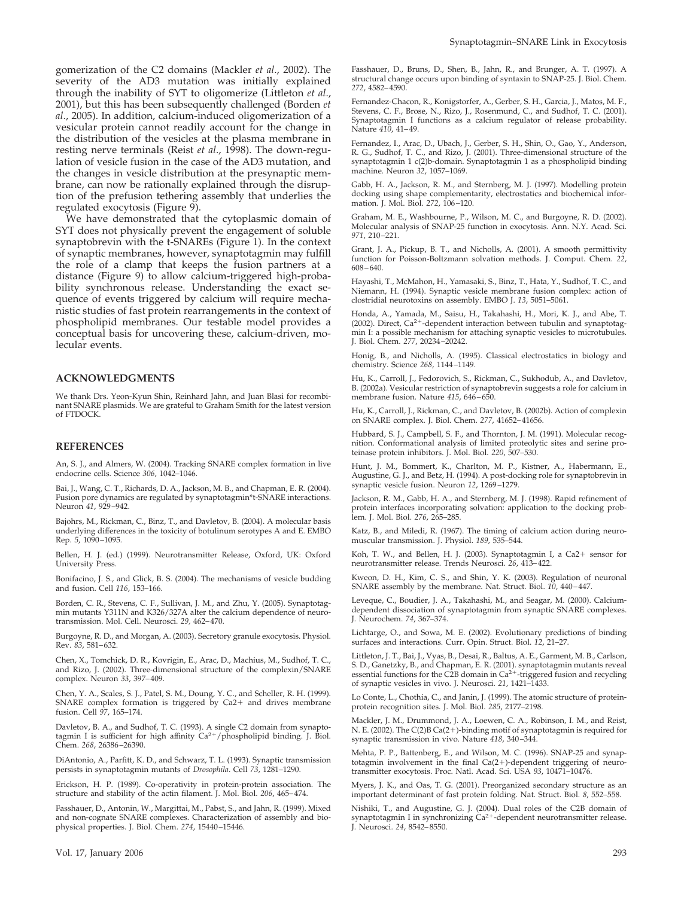gomerization of the C2 domains (Mackler *et al*., 2002). The severity of the AD3 mutation was initially explained through the inability of SYT to oligomerize (Littleton *et al*., 2001), but this has been subsequently challenged (Borden *et al*., 2005). In addition, calcium-induced oligomerization of a vesicular protein cannot readily account for the change in the distribution of the vesicles at the plasma membrane in resting nerve terminals (Reist *et al*., 1998). The down-regulation of vesicle fusion in the case of the AD3 mutation, and the changes in vesicle distribution at the presynaptic membrane, can now be rationally explained through the disruption of the prefusion tethering assembly that underlies the regulated exocytosis (Figure 9).

We have demonstrated that the cytoplasmic domain of SYT does not physically prevent the engagement of soluble synaptobrevin with the t-SNAREs (Figure 1). In the context of synaptic membranes, however, synaptotagmin may fulfill the role of a clamp that keeps the fusion partners at a distance (Figure 9) to allow calcium-triggered high-probability synchronous release. Understanding the exact sequence of events triggered by calcium will require mechanistic studies of fast protein rearrangements in the context of phospholipid membranes. Our testable model provides a conceptual basis for uncovering these, calcium-driven, molecular events.

## ACKNOWLEDGMENTS

We thank Drs. Yeon-Kyun Shin, Reinhard Jahn, and Juan Blasi for recombinant SNARE plasmids. We are grateful to Graham Smith for the latest version of FTDOCK.

## REFERENCES

An, S. J., and Almers, W. (2004). Tracking SNARE complex formation in live endocrine cells. Science *306*, 1042–1046.

Bai, J., Wang, C. T., Richards, D. A., Jackson, M. B., and Chapman, E. R. (2004). Fusion pore dynamics are regulated by synaptotagmin*t-SNARE interactions. Neuron *41*, 929–942.

Bajohrs, M., Rickman, C., Binz, T., and Davletov, B. (2004). A molecular basis underlying differences in the toxicity of botulinum serotypes A and E. EMBO Rep. *5*, 1090–1095.

Bellen, H. J. (ed.) (1999). Neurotransmitter Release, Oxford, UK: Oxford University Press.

Bonifacino, J. S., and Glick, B. S. (2004). The mechanisms of vesicle budding and fusion. Cell *116*, 153–166.

Borden, C. R., Stevens, C. F., Sullivan, J. M., and Zhu, Y. (2005). Synaptotagmin mutants Y311N and K326/327A alter the calcium dependence of neurotransmission. Mol. Cell. Neurosci. *29*, 462–470.

Burgoyne, R. D., and Morgan, A. (2003). Secretory granule exocytosis. Physiol. Rev. *83*, 581–632.

Chen, X., Tomchick, D. R., Kovrigin, E., Arac, D., Machius, M., Sudhof, T. C., and Rizo, J. (2002). Three-dimensional structure of the complexin/SNARE complex. Neuron *33*, 397–409.

Chen, Y. A., Scales, S. J., Patel, S. M., Doung, Y. C., and Scheller, R. H. (1999). SNARE complex formation is triggered by Ca2+ and drives membrane fusion. Cell *97*, 165–174.

Davletov, B. A., and Sudhof, T. C. (1993). A single C2 domain from synaptotagmin I is sufficient for high affinity $Ca^{2+}$/phospholipid binding. J. Biol. Chem. *268*, 26386–26390.

DiAntonio, A., Parfitt, K. D., and Schwarz, T. L. (1993). Synaptic transmission persists in synaptotagmin mutants of *Drosophila*. Cell *73*, 1281–1290.

Erickson, H. P. (1989). Co-operativity in protein-protein association. The structure and stability of the actin filament. J. Mol. Biol. *206*, 465–474.

Fasshauer, D., Antonin, W., Margittai, M., Pabst, S., and Jahn, R. (1999). Mixed and non-cognate SNARE complexes. Characterization of assembly and biophysical properties. J. Biol. Chem. *274*, 15440–15446.

Fasshauer, D., Bruns, D., Shen, B., Jahn, R., and Brunger, A. T. (1997). A structural change occurs upon binding of syntaxin to SNAP-25. J. Biol. Chem. *272*, 4582–4590.

Fernandez-Chacon, R., Konigstorfer, A., Gerber, S. H., Garcia, J., Matos, M. F., Stevens, C. F., Brose, N., Rizo, J., Rosenmund, C., and Sudhof, T. C. (2001). Synaptotagmin I functions as a calcium regulator of release probability. Nature *410*, 41–49.

Fernandez, I., Arac, D., Ubach, J., Gerber, S. H., Shin, O., Gao, Y., Anderson, R. G., Sudhof, T. C., and Rizo, J. (2001). Three-dimensional structure of the synaptotagmin 1 c(2)b-domain. Synaptotagmin 1 as a phospholipid binding machine. Neuron *32*, 1057–1069.

Gabb, H. A., Jackson, R. M., and Sternberg, M. J. (1997). Modelling protein docking using shape complementarity, electrostatics and biochemical information. J. Mol. Biol. *272*, 106–120.

Graham, M. E., Washbourne, P., Wilson, M. C., and Burgoyne, R. D. (2002). Molecular analysis of SNAP-25 function in exocytosis. Ann. N.Y. Acad. Sci. *971*, 210–221.

Grant, J. A., Pickup, B. T., and Nicholls, A. (2001). A smooth permittivity function for Poisson-Boltzmann solvation methods. J. Comput. Chem. *22*, 608–640.

Hayashi, T., McMahon, H., Yamasaki, S., Binz, T., Hata, Y., Sudhof, T. C., and Niemann, H. (1994). Synaptic vesicle membrane fusion complex: action of clostridial neurotoxins on assembly. EMBO J. *13*, 5051–5061.

Honda, A., Yamada, M., Saisu, H., Takahashi, H., Mori, K. J., and Abe, T. (2002). Direct, $Ca^{2+}$-dependent interaction between tubulin and synaptotagmin I: a possible mechanism for attaching synaptic vesicles to microtubules. J. Biol. Chem. *277*, 20234–20242.

Honig, B., and Nicholls, A. (1995). Classical electrostatics in biology and chemistry. Science *268*, 1144–1149.

Hu, K., Carroll, J., Fedorovich, S., Rickman, C., Sukhodub, A., and Davletov, B. (2002a). Vesicular restriction of synaptobrevin suggests a role for calcium in membrane fusion. Nature *415*, 646–650.

Hu, K., Carroll, J., Rickman, C., and Davletov, B. (2002b). Action of complexin on SNARE complex. J. Biol. Chem. *277*, 41652–41656.

Hubbard, S. J., Campbell, S. F., and Thornton, J. M. (1991). Molecular recognition. Conformational analysis of limited proteolytic sites and serine proteinase protein inhibitors. J. Mol. Biol. *220*, 507–530.

Hunt, J. M., Bommert, K., Charlton, M. P., Kistner, A., Habermann, E., Augustine, G. J., and Betz, H. (1994). A post-docking role for synaptobrevin in synaptic vesicle fusion. Neuron *12*, 1269–1279.

Jackson, R. M., Gabb, H. A., and Sternberg, M. J. (1998). Rapid refinement of protein interfaces incorporating solvation: application to the docking problem. J. Mol. Biol. *276*, 265–285.

Katz, B., and Miledi, R. (1967). The timing of calcium action during neuromuscular transmission. J. Physiol. *189*, 535–544.

Koh, T. W., and Bellen, H. J. (2003). Synaptotagmin I, a Ca2+ sensor for neurotransmitter release. Trends Neurosci. *26*, 413–422.

Kweon, D. H., Kim, C. S., and Shin, Y. K. (2003). Regulation of neuronal SNARE assembly by the membrane. Nat. Struct. Biol. *10*, 440–447.

Leveque, C., Boudier, J. A., Takahashi, M., and Seagar, M. (2000). Calcium-dependent dissociation of synaptotagmin from synaptic SNARE complexes. J. Neurochem. *74*, 367–374.

Lichtarge, O., and Sowa, M. E. (2002). Evolutionary predictions of binding surfaces and interactions. Curr. Opin. Struct. Biol. *12*, 21–27.

Littleton, J. T., Bai, J., Vyas, B., Desai, R., Baltus, A. E., Garment, M. B., Carlson, S. D., Ganetzky, B., and Chapman, E. R. (2001). synaptotagmin mutants reveal essential functions for the C2B domain in $Ca^{2+}$-triggered fusion and recycling of synaptic vesicles in vivo. J. Neurosci. *21*, 1421–1433.

Lo Conte, L., Chothia, C., and Janin, J. (1999). The atomic structure of protein-protein recognition sites. J. Mol. Biol. *285*, 2177–2198.

Mackler, J. M., Drummond, J. A., Loewen, C. A., Robinson, I. M., and Reist, N. E. (2002). The C(2)B Ca(2+)-binding motif of synaptotagmin is required for synaptic transmission in vivo. Nature *418*, 340–344.

Mehta, P. P., Battenberg, E., and Wilson, M. C. (1996). SNAP-25 and synaptotagmin involvement in the final Ca(2+)-dependent triggering of neurotransmitter exocytosis. Proc. Natl. Acad. Sci. USA *93*, 10471–10476.

Myers, J. K., and Oas, T. G. (2001). Preorganized secondary structure as an important determinant of fast protein folding. Nat. Struct. Biol. *8*, 552–558.

Nishiki, T., and Augustine, G. J. (2004). Dual roles of the C2B domain of synaptotagmin I in synchronizing $Ca^{2+}$-dependent neurotransmitter release. J. Neurosci. *24*, 8542–8550.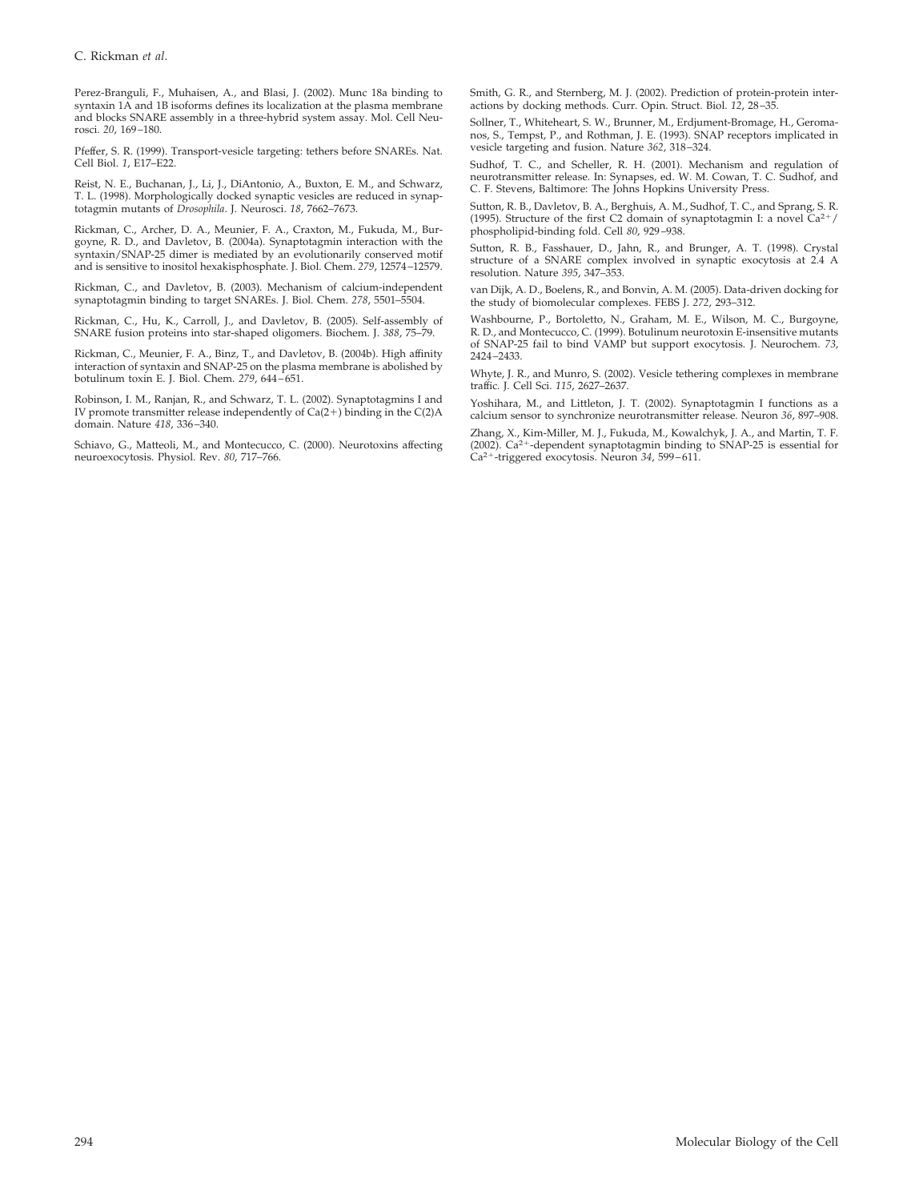Perez-Branguli, F., Muhaisen, A., and Blasi, J. (2002). Munc 18a binding to syntaxin 1A and 1B isoforms defines its localization at the plasma membrane and blocks SNARE assembly in a three-hybrid system assay. Mol. Cell Neurosci. *20*, 169–180.

Pfeffer, S. R. (1999). Transport-vesicle targeting: tethers before SNAREs. Nat. Cell Biol. *1*, E17–E22.

Reist, N. E., Buchanan, J., Li, J., DiAntonio, A., Buxton, E. M., and Schwarz, T. L. (1998). Morphologically docked synaptic vesicles are reduced in synaptotagmin mutants of *Drosophila*. J. Neurosci. *18*, 7662–7673.

Rickman, C., Archer, D. A., Meunier, F. A., Craxton, M., Fukuda, M., Burgoyne, R. D., and Davletov, B. (2004a). Synaptotagmin interaction with the syntaxin/SNAP-25 dimer is mediated by an evolutionarily conserved motif and is sensitive to inositol hexakisphosphate. J. Biol. Chem. *279*, 12574–12579.

Rickman, C., and Davletov, B. (2003). Mechanism of calcium-independent synaptotagmin binding to target SNAREs. J. Biol. Chem. *278*, 5501–5504.

Rickman, C., Hu, K., Carroll, J., and Davletov, B. (2005). Self-assembly of SNARE fusion proteins into star-shaped oligomers. Biochem. J. *388*, 75–79.

Rickman, C., Meunier, F. A., Binz, T., and Davletov, B. (2004b). High affinity interaction of syntaxin and SNAP-25 on the plasma membrane is abolished by botulinum toxin E. J. Biol. Chem. *279*, 644–651.

Robinson, I. M., Ranjan, R., and Schwarz, T. L. (2002). Synaptotagmins I and IV promote transmitter release independently of Ca(2+) binding in the C(2)A domain. Nature *418*, 336–340.

Schiavo, G., Matteoli, M., and Montecucco, C. (2000). Neurotoxins affecting neuroexocytosis. Physiol. Rev. *80*, 717–766.

Smith, G. R., and Sternberg, M. J. (2002). Prediction of protein-protein interactions by docking methods. Curr. Opin. Struct. Biol. *12*, 28–35.

Sollner, T., Whiteheart, S. W., Brunner, M., Erdjument-Bromage, H., Geromanos, S., Tempst, P., and Rothman, J. E. (1993). SNAP receptors implicated in vesicle targeting and fusion. Nature *362*, 318–324.

Sudhof, T. C., and Scheller, R. H. (2001). Mechanism and regulation of neurotransmitter release. In: Synapses, ed. W. M. Cowan, T. C. Sudhof, and C. F. Stevens, Baltimore: The Johns Hopkins University Press.

Sutton, R. B., Davletov, B. A., Berghuis, A. M., Sudhof, T. C., and Sprang, S. R. (1995). Structure of the first C2 domain of synaptotagmin I: a novel $Ca^{2+}$/phospholipid-binding fold. Cell *80*, 929–938.

Sutton, R. B., Fasshauer, D., Jahn, R., and Brunger, A. T. (1998). Crystal structure of a SNARE complex involved in synaptic exocytosis at 2.4 A resolution. Nature *395*, 347–353.

van Dijk, A. D., Boelens, R., and Bonvin, A. M. (2005). Data-driven docking for the study of biomolecular complexes. FEBS J. *272*, 293–312.

Washbourne, P., Bortoletto, N., Graham, M. E., Wilson, M. C., Burgoyne, R. D., and Montecucco, C. (1999). Botulinum neurotoxin E-insensitive mutants of SNAP-25 fail to bind VAMP but support exocytosis. J. Neurochem. *73*, 2424–2433.

Whyte, J. R., and Munro, S. (2002). Vesicle tethering complexes in membrane traffic. J. Cell Sci. *115*, 2627–2637.

Yoshihara, M., and Littleton, J. T. (2002). Synaptotagmin I functions as a calcium sensor to synchronize neurotransmitter release. Neuron *36*, 897–908.

Zhang, X., Kim-Miller, M. J., Fukuda, M., Kowalchyk, J. A., and Martin, T. F. (2002). $Ca^{2+}$-dependent synaptotagmin binding to SNAP-25 is essential for $Ca^{2+}$-triggered exocytosis. Neuron *34*, 599–611.